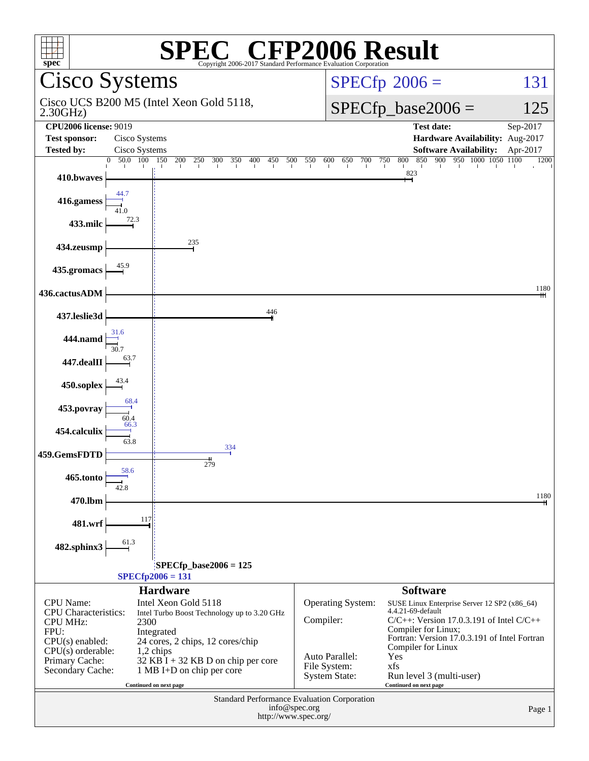# SPEC CFP2006 Result

Copyright 2006-2017 Standard Performance Evaluation Corporation

## Cisco Systems

Cisco UCS B200 M5 (Intel Xeon Gold 5118, 2.30GHz)

**SPECfp 2006 = 131**

**SPECfp_base2006 = 125**

| | | | |
|---|---|---|---|
| **CPU2006 license:** 9019 | | **Test date:** | Sep-2017 |
| **Test sponsor:** | Cisco Systems | **Hardware Availability:** | Aug-2017 |
| **Tested by:** | Cisco Systems | **Software Availability:** | Apr-2017 |

| Benchmark | Peak | Base |
|---|---|---|
| 410.bwaves | | 823 |
| 416.gamess | 44.7 | 41.0 |
| 433.milc | | 72.3 |
| 434.zeusmp | | 235 |
| 435.gromacs | | 45.9 |
| 436.cactusADM | | 1180 |
| 437.leslie3d | | 446 |
| 444.namd | 31.6 | 30.7 |
| 447.dealII | | 63.7 |
| 450.soplex | | 43.4 |
| 453.povray | 68.4 | 60.4 |
| 454.calculix | 66.3 | 63.8 |
| 459.GemsFDTD | 334 | 279 |
| 465.tonto | 58.6 | 42.8 |
| 470.lbm | | 1180 |
| 481.wrf | | 117 |
| 482.sphinx3 | | 61.3 |

SPECfp_base2006 = 125

SPECfp2006 = 131

### Hardware

| | |
|---|---|
| CPU Name: | Intel Xeon Gold 5118 |
| CPU Characteristics: | Intel Turbo Boost Technology up to 3.20 GHz |
| CPU MHz: | 2300 |
| FPU: | Integrated |
| CPU(s) enabled: | 24 cores, 2 chips, 12 cores/chip |
| CPU(s) orderable: | 1,2 chips |
| Primary Cache: | 32 KB I + 32 KB D on chip per core |
| Secondary Cache: | 1 MB I+D on chip per core |

Continued on next page

### Software

| | |
|---|---|
| Operating System: | SUSE Linux Enterprise Server 12 SP2 (x86_64) 4.4.21-69-default |
| Compiler: | C/C++: Version 17.0.3.191 of Intel C/C++ Compiler for Linux; Fortran: Version 17.0.3.191 of Intel Fortran Compiler for Linux |
| Auto Parallel: | Yes |
| File System: | xfs |
| System State: | Run level 3 (multi-user) |

Continued on next page

Standard Performance Evaluation Corporation
info@spec.org
http://www.spec.org/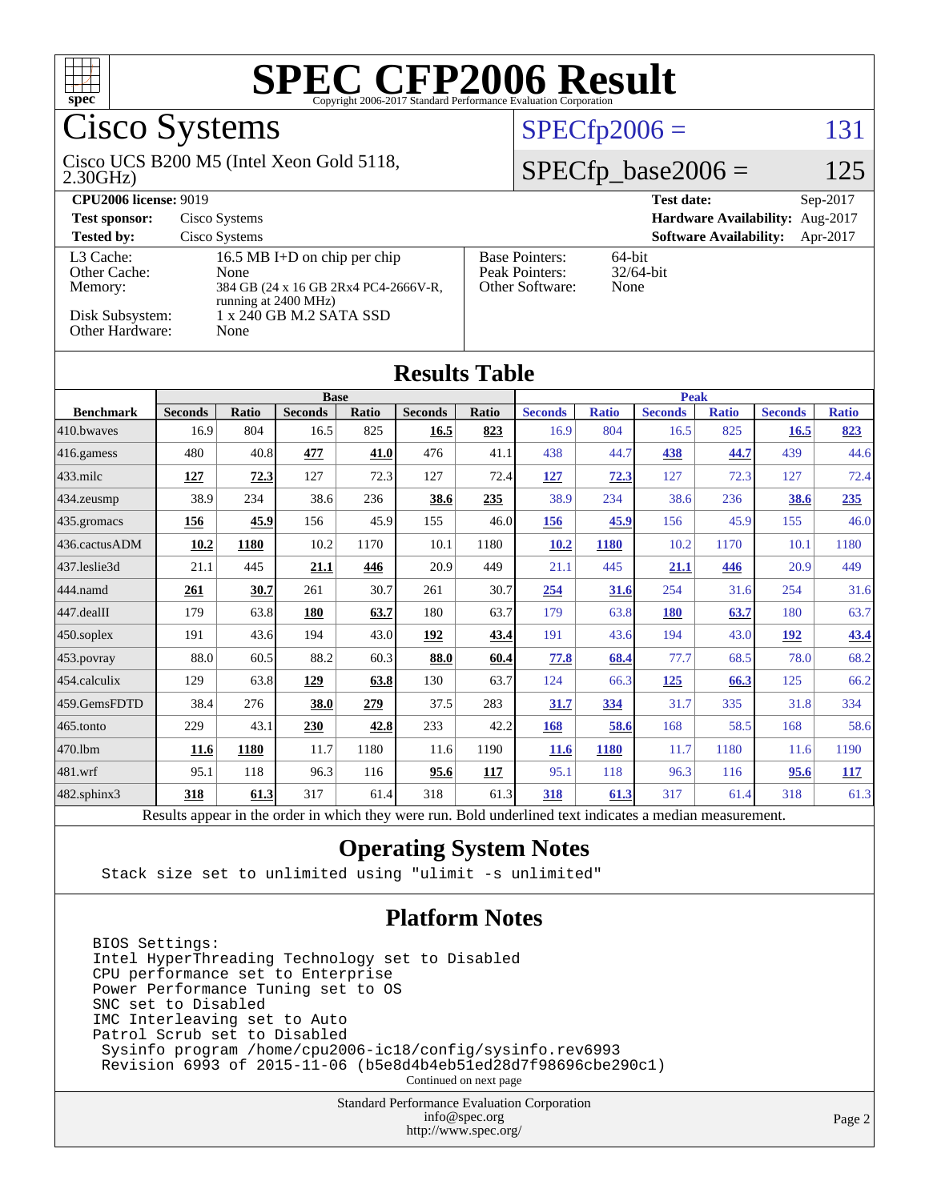# SPEC CFP2006 Result

Copyright 2006-2017 Standard Performance Evaluation Corporation

## Cisco Systems

Cisco UCS B200 M5 (Intel Xeon Gold 5118, 2.30GHz)

SPECfp2006 = 131

SPECfp_base2006 = 125

| | | | |
|---|---|---|---|
| **CPU2006 license:** 9019 | | **Test date:** | Sep-2017 |
| **Test sponsor:** | Cisco Systems | **Hardware Availability:** | Aug-2017 |
| **Tested by:** | Cisco Systems | **Software Availability:** | Apr-2017 |

| | |
|---|---|
| L3 Cache: | 16.5 MB I+D on chip per chip |
| Other Cache: | None |
| Memory: | 384 GB (24 x 16 GB 2Rx4 PC4-2666V-R, running at 2400 MHz) |
| Disk Subsystem: | 1 x 240 GB M.2 SATA SSD |
| Other Hardware: | None |

| | |
|---|---|
| Base Pointers: | 64-bit |
| Peak Pointers: | 32/64-bit |
| Other Software: | None |

## Results Table

| Benchmark | Base | | | | | | Peak | | | | | |
|---|---|---|---|---|---|---|---|---|---|---|---|---|
| | Seconds | Ratio | Seconds | Ratio | Seconds | Ratio | Seconds | Ratio | Seconds | Ratio | Seconds | Ratio |
| 410.bwaves | 16.9 | 804 | 16.5 | 825 | **16.5** | **823** | 16.9 | 804 | 16.5 | 825 | **16.5** | **823** |
| 416.gamess | 480 | 40.8 | **477** | **41.0** | 476 | 41.1 | 438 | 44.7 | **438** | **44.7** | 439 | 44.6 |
| 433.milc | **127** | **72.3** | 127 | 72.3 | 127 | 72.4 | **127** | **72.3** | 127 | 72.3 | 127 | 72.4 |
| 434.zeusmp | 38.9 | 234 | 38.6 | 236 | **38.6** | **235** | 38.9 | 234 | 38.6 | 236 | **38.6** | **235** |
| 435.gromacs | **156** | **45.9** | 156 | 45.9 | 155 | 46.0 | **156** | **45.9** | 156 | 45.9 | 155 | 46.0 |
| 436.cactusADM | **10.2** | **1180** | 10.2 | 1170 | 10.1 | 1180 | **10.2** | **1180** | 10.2 | 1170 | 10.1 | 1180 |
| 437.leslie3d | 21.1 | 445 | **21.1** | **446** | 20.9 | 449 | 21.1 | 445 | **21.1** | **446** | 20.9 | 449 |
| 444.namd | **261** | **30.7** | 261 | 30.7 | 261 | 30.7 | **254** | **31.6** | 254 | 31.6 | 254 | 31.6 |
| 447.dealII | 179 | 63.8 | **180** | **63.7** | 180 | 63.7 | 179 | 63.8 | **180** | **63.7** | 180 | 63.7 |
| 450.soplex | 191 | 43.6 | 194 | 43.0 | **192** | **43.4** | 191 | 43.6 | 194 | 43.0 | **192** | **43.4** |
| 453.povray | 88.0 | 60.5 | 88.2 | 60.3 | **88.0** | **60.4** | **77.8** | **68.4** | 77.7 | 68.5 | 78.0 | 68.2 |
| 454.calculix | 129 | 63.8 | **129** | **63.8** | 130 | 63.7 | 124 | 66.3 | **125** | **66.3** | 125 | 66.2 |
| 459.GemsFDTD | 38.4 | 276 | **38.0** | **279** | 37.5 | 283 | **31.7** | **334** | 31.7 | 335 | 31.8 | 334 |
| 465.tonto | 229 | 43.1 | **230** | **42.8** | 233 | 42.2 | **168** | **58.6** | 168 | 58.5 | 168 | 58.6 |
| 470.lbm | **11.6** | **1180** | 11.7 | 1180 | 11.6 | 1190 | **11.6** | **1180** | 11.7 | 1180 | 11.6 | 1190 |
| 481.wrf | 95.1 | 118 | 96.3 | 116 | **95.6** | **117** | 95.1 | 118 | 96.3 | 116 | **95.6** | **117** |
| 482.sphinx3 | **318** | **61.3** | 317 | 61.4 | 318 | 61.3 | **318** | **61.3** | 317 | 61.4 | 318 | 61.3 |

Results appear in the order in which they were run. Bold underlined text indicates a median measurement.

## Operating System Notes

```
Stack size set to unlimited using "ulimit -s unlimited"
```

## Platform Notes

```
BIOS Settings:
Intel HyperThreading Technology set to Disabled
CPU performance set to Enterprise
Power Performance Tuning set to OS
SNC set to Disabled
IMC Interleaving set to Auto
Patrol Scrub set to Disabled
 Sysinfo program /home/cpu2006-ic18/config/sysinfo.rev6993
 Revision 6993 of 2015-11-06 (b5e8d4b4eb51ed28d7f98696cbe290c1)
```

Continued on next page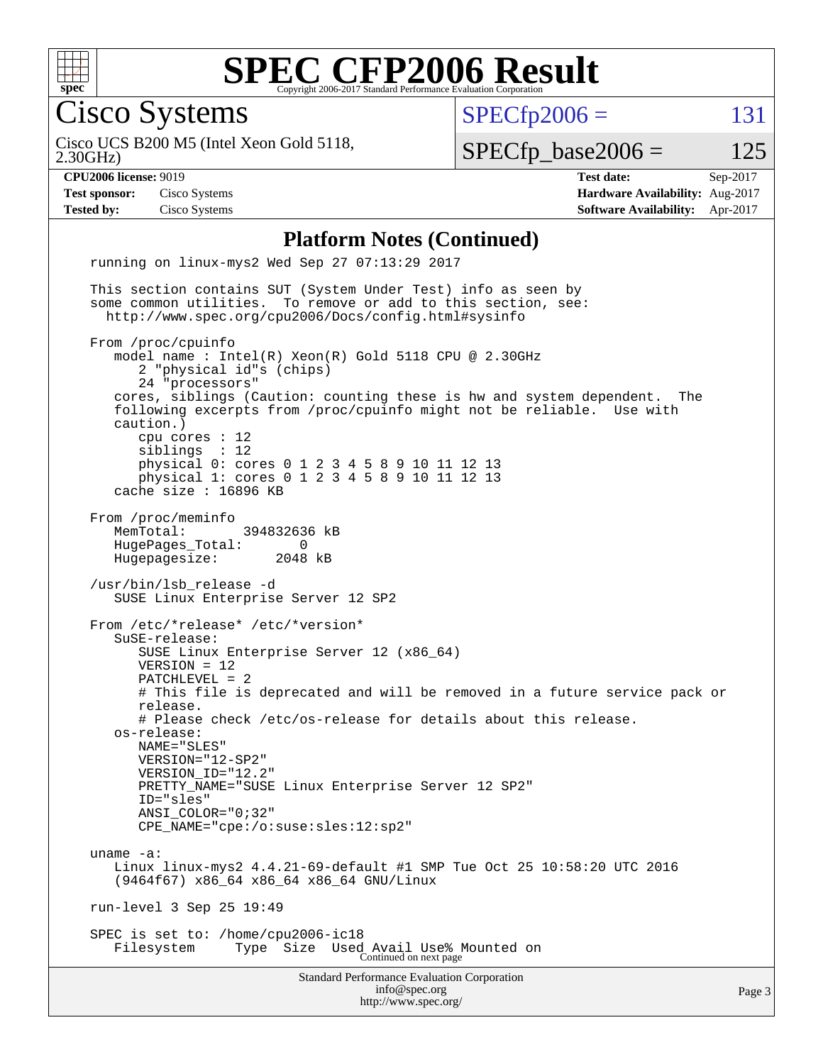# SPEC CFP2006 Result

Copyright 2006-2017 Standard Performance Evaluation Corporation

## Cisco Systems

Cisco UCS B200 M5 (Intel Xeon Gold 5118, 2.30GHz)

SPECfp2006 = 131

SPECfp_base2006 = 125

| **CPU2006 license:** 9019 | | **Test date:** | Sep-2017 |
|---|---|---|---|
| **Test sponsor:** | Cisco Systems | **Hardware Availability:** | Aug-2017 |
| **Tested by:** | Cisco Systems | **Software Availability:** | Apr-2017 |

### Platform Notes (Continued)

```
running on linux-mys2 Wed Sep 27 07:13:29 2017

This section contains SUT (System Under Test) info as seen by
some common utilities.  To remove or add to this section, see:
  http://www.spec.org/cpu2006/Docs/config.html#sysinfo

From /proc/cpuinfo
   model name : Intel(R) Xeon(R) Gold 5118 CPU @ 2.30GHz
      2 "physical id"s (chips)
      24 "processors"
   cores, siblings (Caution: counting these is hw and system dependent.  The
   following excerpts from /proc/cpuinfo might not be reliable.  Use with
   caution.)
      cpu cores : 12
      siblings  : 12
      physical 0: cores 0 1 2 3 4 5 8 9 10 11 12 13
      physical 1: cores 0 1 2 3 4 5 8 9 10 11 12 13
   cache size : 16896 KB

From /proc/meminfo
   MemTotal:       394832636 kB
   HugePages_Total:       0
   Hugepagesize:       2048 kB

/usr/bin/lsb_release -d
   SUSE Linux Enterprise Server 12 SP2

From /etc/*release* /etc/*version*
   SuSE-release:
      SUSE Linux Enterprise Server 12 (x86_64)
      VERSION = 12
      PATCHLEVEL = 2
      # This file is deprecated and will be removed in a future service pack or
      release.
      # Please check /etc/os-release for details about this release.
   os-release:
      NAME="SLES"
      VERSION="12-SP2"
      VERSION_ID="12.2"
      PRETTY_NAME="SUSE Linux Enterprise Server 12 SP2"
      ID="sles"
      ANSI_COLOR="0;32"
      CPE_NAME="cpe:/o:suse:sles:12:sp2"

uname -a:
   Linux linux-mys2 4.4.21-69-default #1 SMP Tue Oct 25 10:58:20 UTC 2016
   (9464f67) x86_64 x86_64 x86_64 GNU/Linux

run-level 3 Sep 25 19:49

SPEC is set to: /home/cpu2006-ic18
   Filesystem     Type  Size  Used Avail Use% Mounted on
```

Continued on next page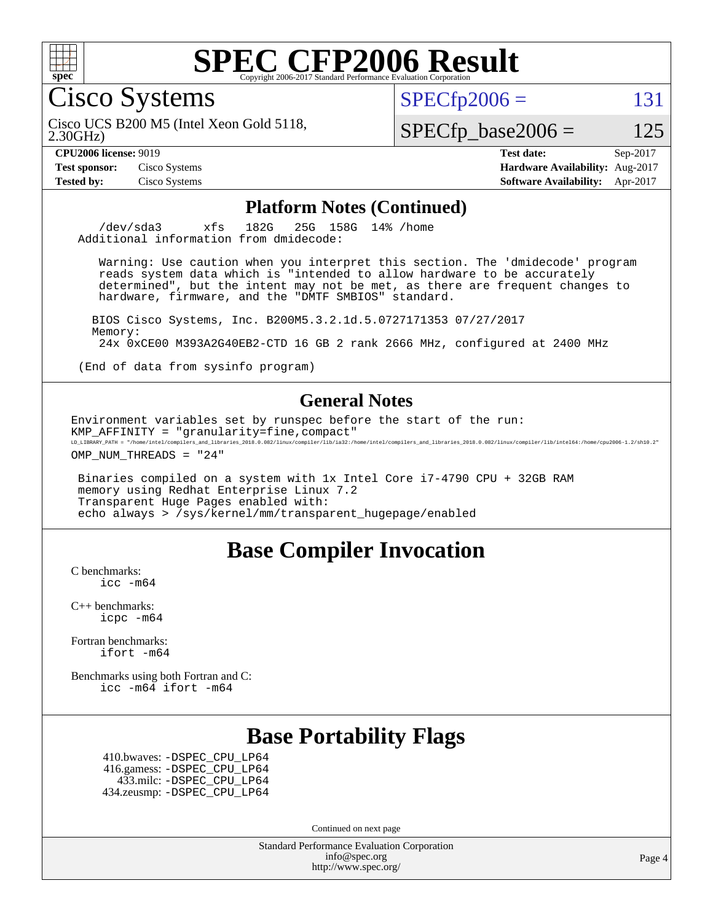# SPEC CFP2006 Result

Copyright 2006-2017 Standard Performance Evaluation Corporation

## Cisco Systems

Cisco UCS B200 M5 (Intel Xeon Gold 5118, 2.30GHz)

SPECfp2006 = 131

SPECfp_base2006 = 125

**CPU2006 license:** 9019
**Test sponsor:** Cisco Systems
**Tested by:** Cisco Systems

**Test date:** Sep-2017
**Hardware Availability:** Aug-2017
**Software Availability:** Apr-2017

## Platform Notes (Continued)

```
     /dev/sda3      xfs   182G   25G  158G  14% /home
 Additional information from dmidecode:

    Warning: Use caution when you interpret this section. The 'dmidecode' program
    reads system data which is "intended to allow hardware to be accurately
    determined", but the intent may not be met, as there are frequent changes to
    hardware, firmware, and the "DMTF SMBIOS" standard.

   BIOS Cisco Systems, Inc. B200M5.3.2.1d.5.0727171353 07/27/2017
   Memory:
    24x 0xCE00 M393A2G40EB2-CTD 16 GB 2 rank 2666 MHz, configured at 2400 MHz

 (End of data from sysinfo program)
```

## General Notes

```
Environment variables set by runspec before the start of the run:
KMP_AFFINITY = "granularity=fine,compact"
LD_LIBRARY_PATH = "/home/intel/compilers_and_libraries_2018.0.082/linux/compiler/lib/ia32:/home/intel/compilers_and_libraries_2018.0.082/linux/compiler/lib/intel64:/home/cpu2006-1.2/sh10.2"
OMP_NUM_THREADS = "24"

 Binaries compiled on a system with 1x Intel Core i7-4790 CPU + 32GB RAM
 memory using Redhat Enterprise Linux 7.2
 Transparent Huge Pages enabled with:
 echo always > /sys/kernel/mm/transparent_hugepage/enabled
```

## Base Compiler Invocation

C benchmarks:
    icc -m64

C++ benchmarks:
    icpc -m64

Fortran benchmarks:
    ifort -m64

Benchmarks using both Fortran and C:
    icc -m64 ifort -m64

## Base Portability Flags

410.bwaves: -DSPEC_CPU_LP64
416.gamess: -DSPEC_CPU_LP64
433.milc: -DSPEC_CPU_LP64
434.zeusmp: -DSPEC_CPU_LP64

Continued on next page

Standard Performance Evaluation Corporation
info@spec.org
http://www.spec.org/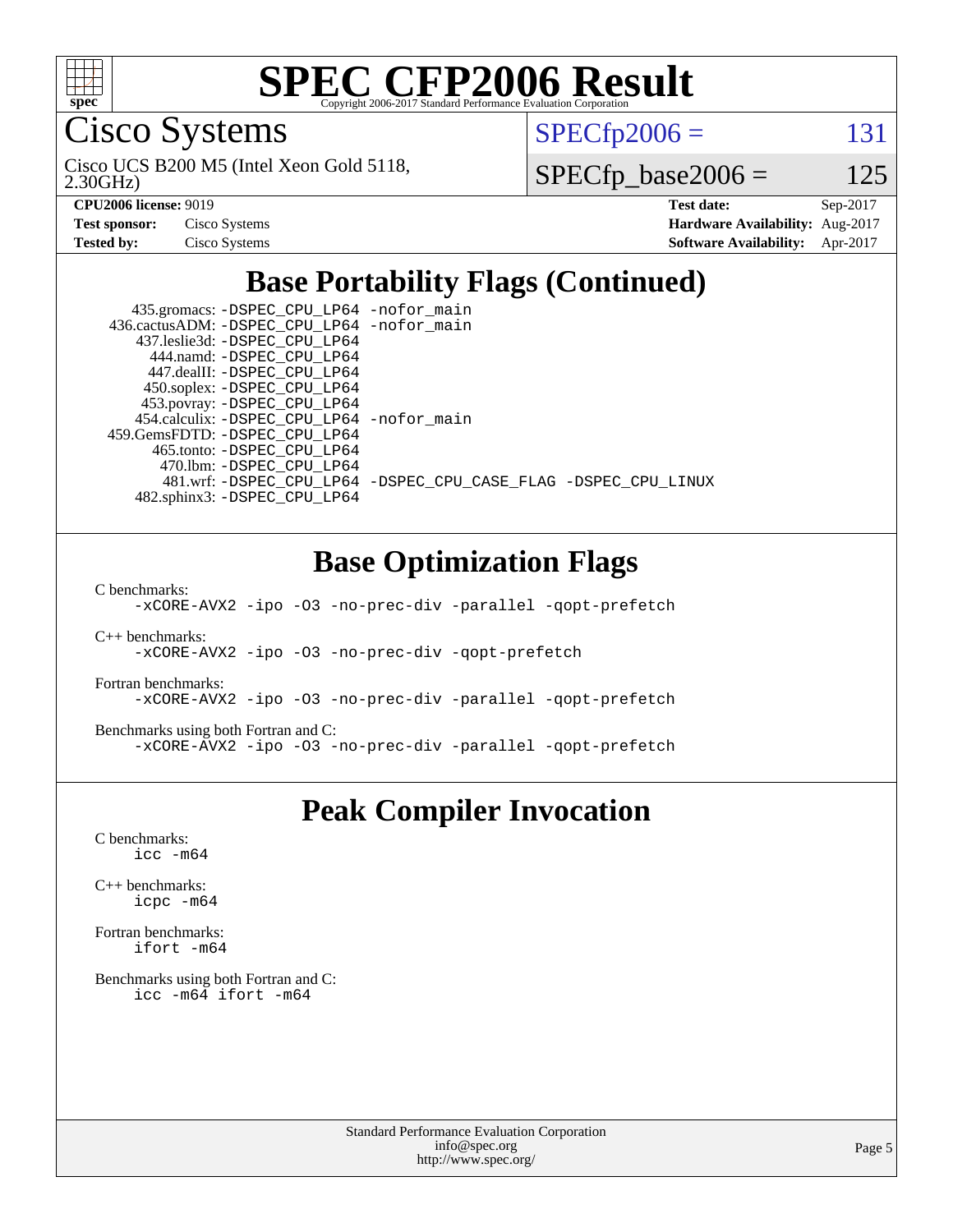# SPEC CFP2006 Result

Copyright 2006-2017 Standard Performance Evaluation Corporation

## Cisco Systems

Cisco UCS B200 M5 (Intel Xeon Gold 5118, 2.30GHz)

SPECfp2006 = 131

SPECfp_base2006 = 125

| | | | |
|---|---|---|---|
| **CPU2006 license:** 9019 | | **Test date:** | Sep-2017 |
| **Test sponsor:** | Cisco Systems | **Hardware Availability:** | Aug-2017 |
| **Tested by:** | Cisco Systems | **Software Availability:** | Apr-2017 |

## Base Portability Flags (Continued)

```
    435.gromacs: -DSPEC_CPU_LP64 -nofor_main
   436.cactusADM: -DSPEC_CPU_LP64 -nofor_main
     437.leslie3d: -DSPEC_CPU_LP64
       444.namd: -DSPEC_CPU_LP64
      447.dealII: -DSPEC_CPU_LP64
      450.soplex: -DSPEC_CPU_LP64
      453.povray: -DSPEC_CPU_LP64
     454.calculix: -DSPEC_CPU_LP64 -nofor_main
   459.GemsFDTD: -DSPEC_CPU_LP64
       465.tonto: -DSPEC_CPU_LP64
        470.lbm: -DSPEC_CPU_LP64
        481.wrf: -DSPEC_CPU_LP64 -DSPEC_CPU_CASE_FLAG -DSPEC_CPU_LINUX
     482.sphinx3: -DSPEC_CPU_LP64
```

## Base Optimization Flags

C benchmarks:
```
-xCORE-AVX2 -ipo -O3 -no-prec-div -parallel -qopt-prefetch
```

C++ benchmarks:
```
-xCORE-AVX2 -ipo -O3 -no-prec-div -qopt-prefetch
```

Fortran benchmarks:
```
-xCORE-AVX2 -ipo -O3 -no-prec-div -parallel -qopt-prefetch
```

Benchmarks using both Fortran and C:
```
-xCORE-AVX2 -ipo -O3 -no-prec-div -parallel -qopt-prefetch
```

## Peak Compiler Invocation

C benchmarks:
```
icc -m64
```

C++ benchmarks:
```
icpc -m64
```

Fortran benchmarks:
```
ifort -m64
```

Benchmarks using both Fortran and C:
```
icc -m64 ifort -m64
```

Standard Performance Evaluation Corporation
info@spec.org
http://www.spec.org/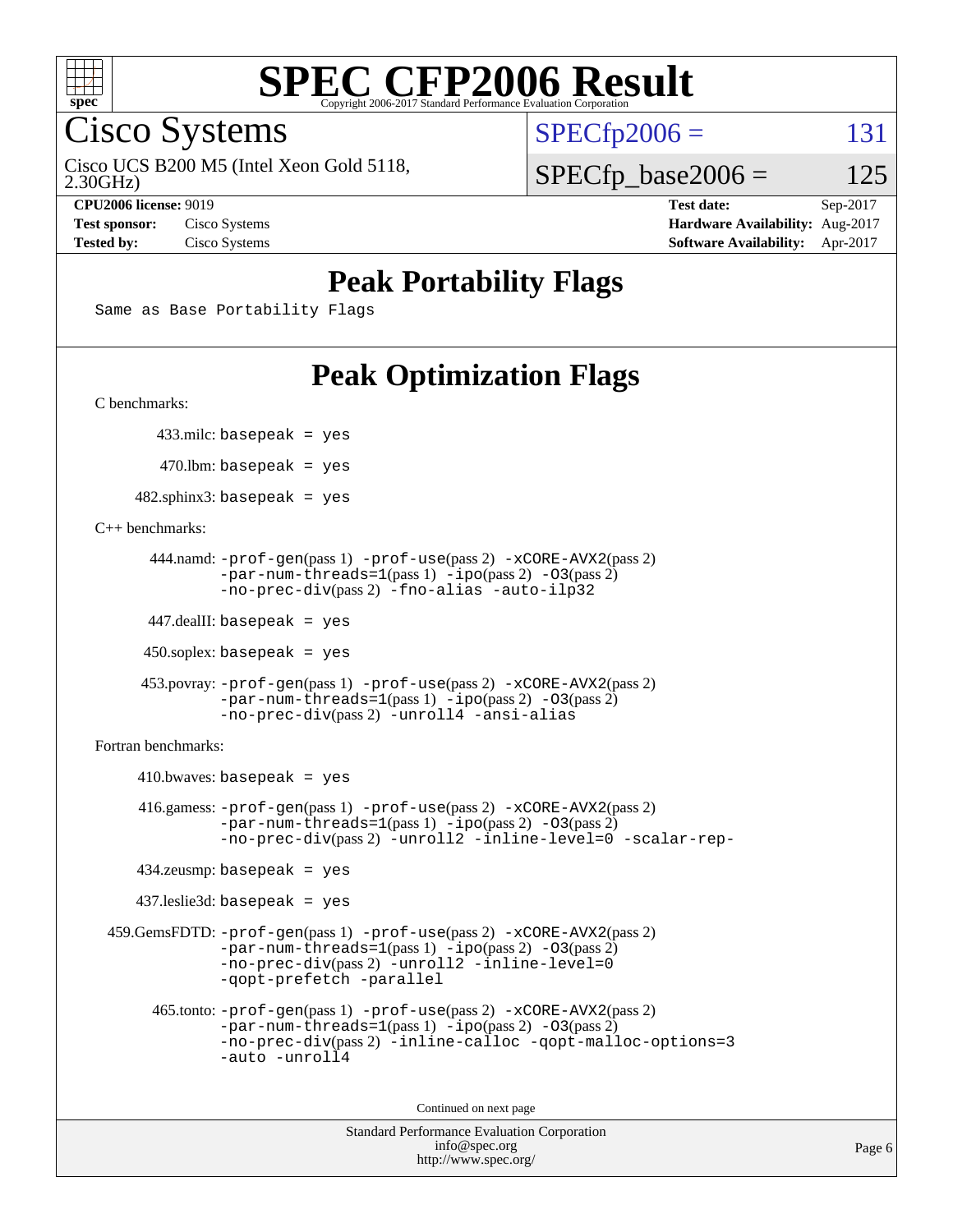# SPEC CFP2006 Result

Copyright 2006-2017 Standard Performance Evaluation Corporation

## Cisco Systems

Cisco UCS B200 M5 (Intel Xeon Gold 5118, 2.30GHz)

SPECfp2006 = 131

SPECfp_base2006 = 125

| | | | |
|---|---|---|---|
| **CPU2006 license:** 9019 | | **Test date:** | Sep-2017 |
| **Test sponsor:** | Cisco Systems | **Hardware Availability:** | Aug-2017 |
| **Tested by:** | Cisco Systems | **Software Availability:** | Apr-2017 |

## Peak Portability Flags

Same as Base Portability Flags

## Peak Optimization Flags

C benchmarks:

433.milc: basepeak = yes

470.lbm: basepeak = yes

482.sphinx3: basepeak = yes

C++ benchmarks:

444.namd: -prof-gen(pass 1) -prof-use(pass 2) -xCORE-AVX2(pass 2) -par-num-threads=1(pass 1) -ipo(pass 2) -O3(pass 2) -no-prec-div(pass 2) -fno-alias -auto-ilp32

447.dealII: basepeak = yes

450.soplex: basepeak = yes

453.povray: -prof-gen(pass 1) -prof-use(pass 2) -xCORE-AVX2(pass 2) -par-num-threads=1(pass 1) -ipo(pass 2) -O3(pass 2) -no-prec-div(pass 2) -unroll4 -ansi-alias

Fortran benchmarks:

410.bwaves: basepeak = yes

416.gamess: -prof-gen(pass 1) -prof-use(pass 2) -xCORE-AVX2(pass 2) -par-num-threads=1(pass 1) -ipo(pass 2) -O3(pass 2) -no-prec-div(pass 2) -unroll2 -inline-level=0 -scalar-rep-

434.zeusmp: basepeak = yes

437.leslie3d: basepeak = yes

459.GemsFDTD: -prof-gen(pass 1) -prof-use(pass 2) -xCORE-AVX2(pass 2) -par-num-threads=1(pass 1) -ipo(pass 2) -O3(pass 2) -no-prec-div(pass 2) -unroll2 -inline-level=0 -qopt-prefetch -parallel

465.tonto: -prof-gen(pass 1) -prof-use(pass 2) -xCORE-AVX2(pass 2) -par-num-threads=1(pass 1) -ipo(pass 2) -O3(pass 2) -no-prec-div(pass 2) -inline-calloc -qopt-malloc-options=3 -auto -unroll4

Continued on next page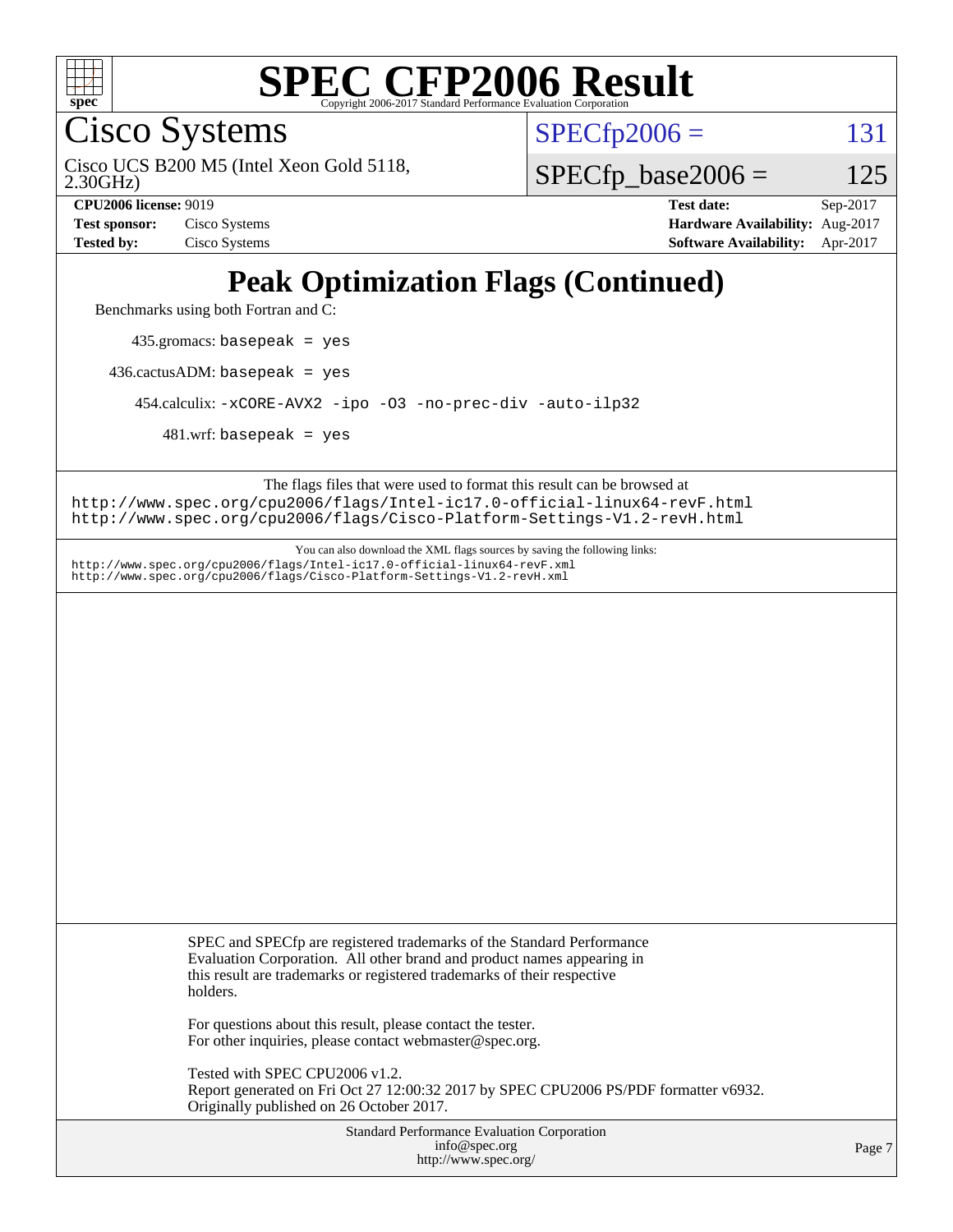# Cisco Systems

Cisco UCS B200 M5 (Intel Xeon Gold 5118, 2.30GHz)

SPECfp2006 = 131

SPECfp_base2006 = 125

**CPU2006 license:** 9019
**Test sponsor:** Cisco Systems
**Tested by:** Cisco Systems

**Test date:** Sep-2017
**Hardware Availability:** Aug-2017
**Software Availability:** Apr-2017

## Peak Optimization Flags (Continued)

Benchmarks using both Fortran and C:

435.gromacs: basepeak = yes

436.cactusADM: basepeak = yes

454.calculix: -xCORE-AVX2 -ipo -O3 -no-prec-div -auto-ilp32

481.wrf: basepeak = yes

The flags files that were used to format this result can be browsed at
http://www.spec.org/cpu2006/flags/Intel-ic17.0-official-linux64-revF.html
http://www.spec.org/cpu2006/flags/Cisco-Platform-Settings-V1.2-revH.html

You can also download the XML flags sources by saving the following links:
http://www.spec.org/cpu2006/flags/Intel-ic17.0-official-linux64-revF.xml
http://www.spec.org/cpu2006/flags/Cisco-Platform-Settings-V1.2-revH.xml

SPEC and SPECfp are registered trademarks of the Standard Performance Evaluation Corporation. All other brand and product names appearing in this result are trademarks or registered trademarks of their respective holders.

For questions about this result, please contact the tester.
For other inquiries, please contact webmaster@spec.org.

Tested with SPEC CPU2006 v1.2.
Report generated on Fri Oct 27 12:00:32 2017 by SPEC CPU2006 PS/PDF formatter v6932.
Originally published on 26 October 2017.